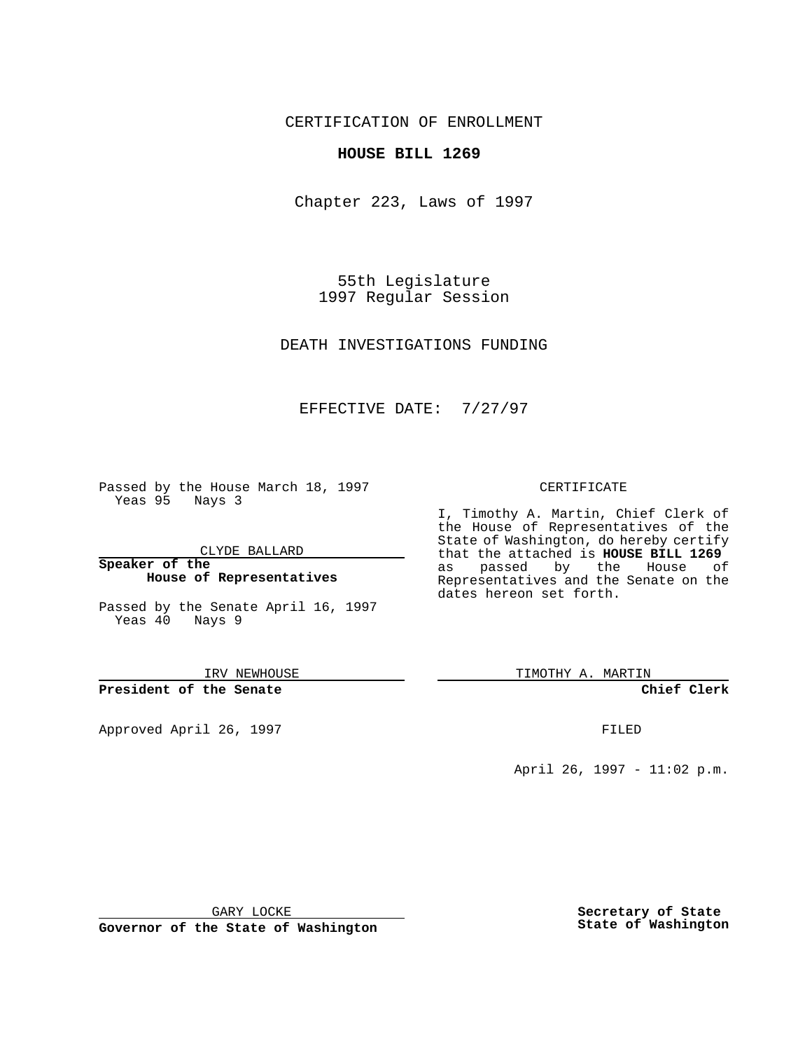CERTIFICATION OF ENROLLMENT

**HOUSE BILL 1269**

Chapter 223, Laws of 1997

55th Legislature
1997 Regular Session

DEATH INVESTIGATIONS FUNDING

EFFECTIVE DATE: 7/27/97

Passed by the House March 18, 1997
Yeas 95 Nays 3

CLYDE BALLARD

**Speaker of the House of Representatives**

Passed by the Senate April 16, 1997
Yeas 40 Nays 9

IRV NEWHOUSE

**President of the Senate**

Approved April 26, 1997

GARY LOCKE

**Governor of the State of Washington**

CERTIFICATE

I, Timothy A. Martin, Chief Clerk of the House of Representatives of the State of Washington, do hereby certify that the attached is **HOUSE BILL 1269** as passed by the House of Representatives and the Senate on the dates hereon set forth.

TIMOTHY A. MARTIN

**Chief Clerk**

FILED

April 26, 1997 - 11:02 p.m.

**Secretary of State State of Washington**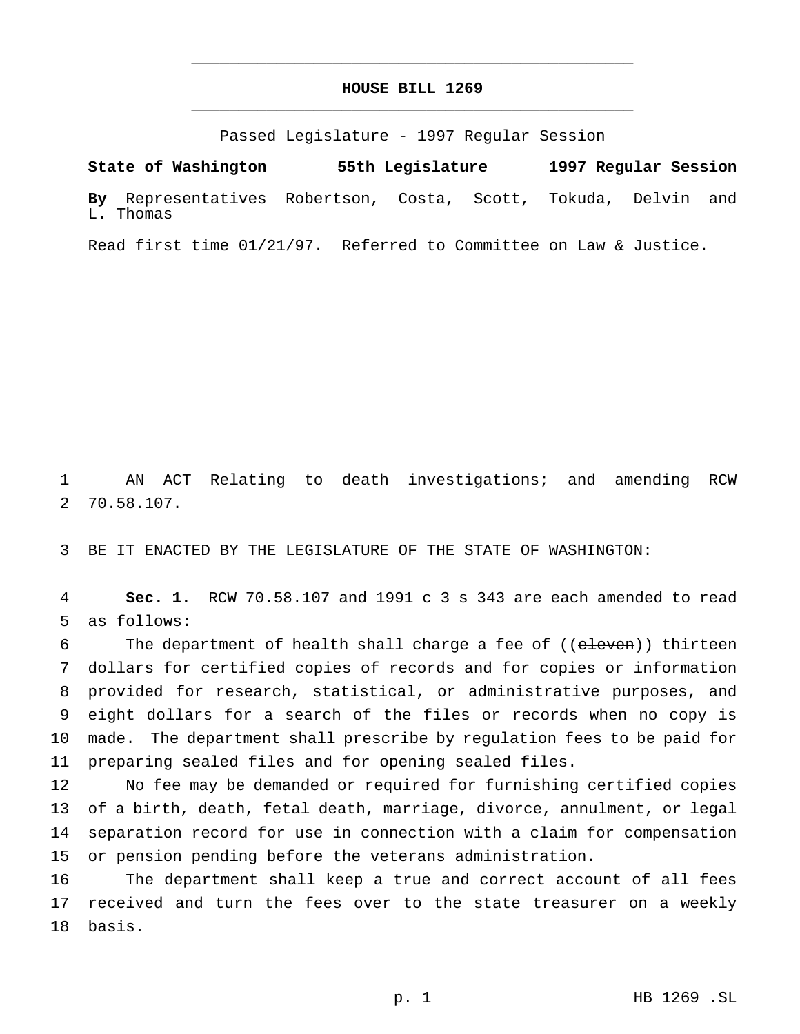# HOUSE BILL 1269

Passed Legislature - 1997 Regular Session

**State of Washington 55th Legislature 1997 Regular Session**

**By** Representatives Robertson, Costa, Scott, Tokuda, Delvin and L. Thomas

Read first time 01/21/97. Referred to Committee on Law & Justice.

AN ACT Relating to death investigations; and amending RCW 70.58.107.

BE IT ENACTED BY THE LEGISLATURE OF THE STATE OF WASHINGTON:

**Sec. 1.** RCW 70.58.107 and 1991 c 3 s 343 are each amended to read as follows:

The department of health shall charge a fee of ((~~eleven~~)) <u>thirteen</u> dollars for certified copies of records and for copies or information provided for research, statistical, or administrative purposes, and eight dollars for a search of the files or records when no copy is made. The department shall prescribe by regulation fees to be paid for preparing sealed files and for opening sealed files.

No fee may be demanded or required for furnishing certified copies of a birth, death, fetal death, marriage, divorce, annulment, or legal separation record for use in connection with a claim for compensation or pension pending before the veterans administration.

The department shall keep a true and correct account of all fees received and turn the fees over to the state treasurer on a weekly basis.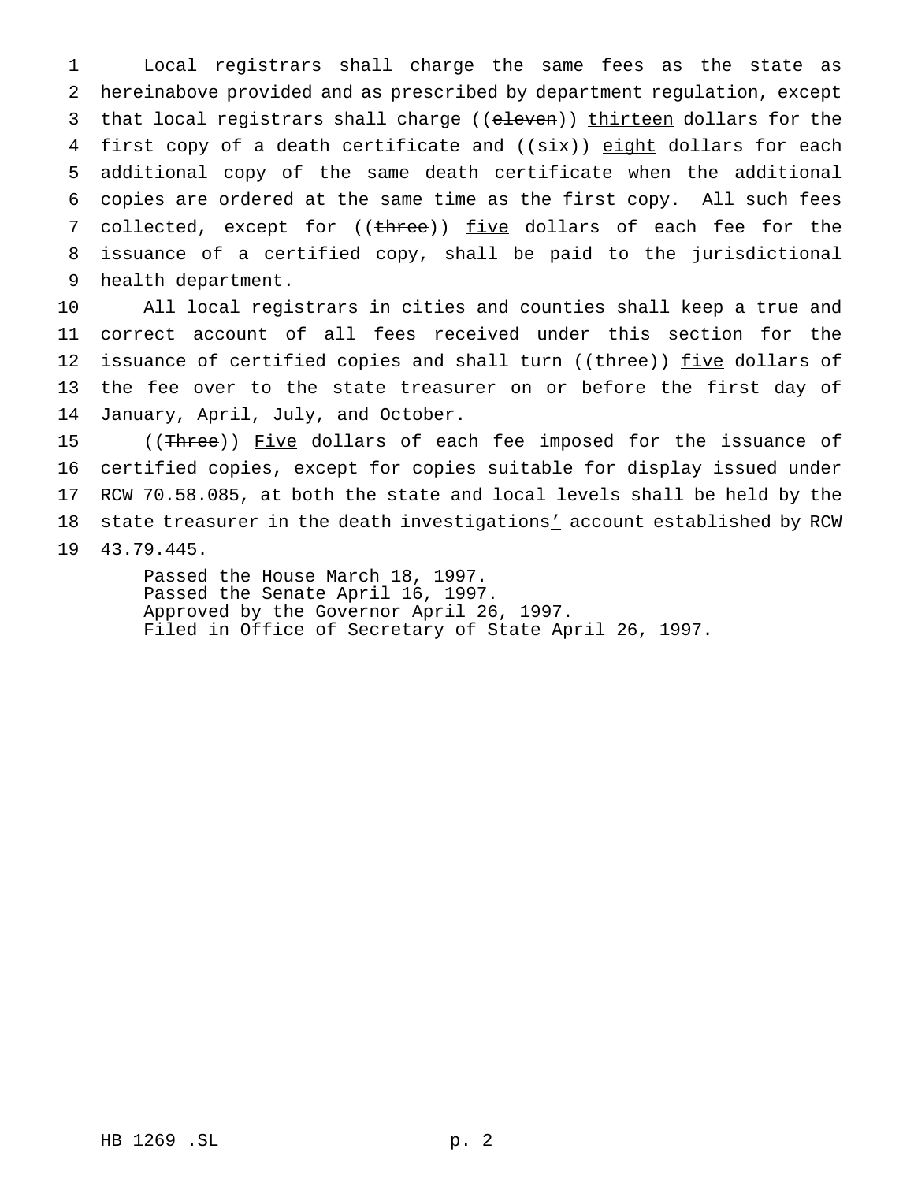Local registrars shall charge the same fees as the state as hereinabove provided and as prescribed by department regulation, except that local registrars shall charge ((~~eleven~~)) <u>thirteen</u> dollars for the first copy of a death certificate and ((~~six~~)) <u>eight</u> dollars for each additional copy of the same death certificate when the additional copies are ordered at the same time as the first copy. All such fees collected, except for ((~~three~~)) <u>five</u> dollars of each fee for the issuance of a certified copy, shall be paid to the jurisdictional health department.

All local registrars in cities and counties shall keep a true and correct account of all fees received under this section for the issuance of certified copies and shall turn ((~~three~~)) <u>five</u> dollars of the fee over to the state treasurer on or before the first day of January, April, July, and October.

((~~Three~~)) <u>Five</u> dollars of each fee imposed for the issuance of certified copies, except for copies suitable for display issued under RCW 70.58.085, at both the state and local levels shall be held by the state treasurer in the death investigations<u>'</u> account established by RCW 43.79.445.

Passed the House March 18, 1997.
Passed the Senate April 16, 1997.
Approved by the Governor April 26, 1997.
Filed in Office of Secretary of State April 26, 1997.